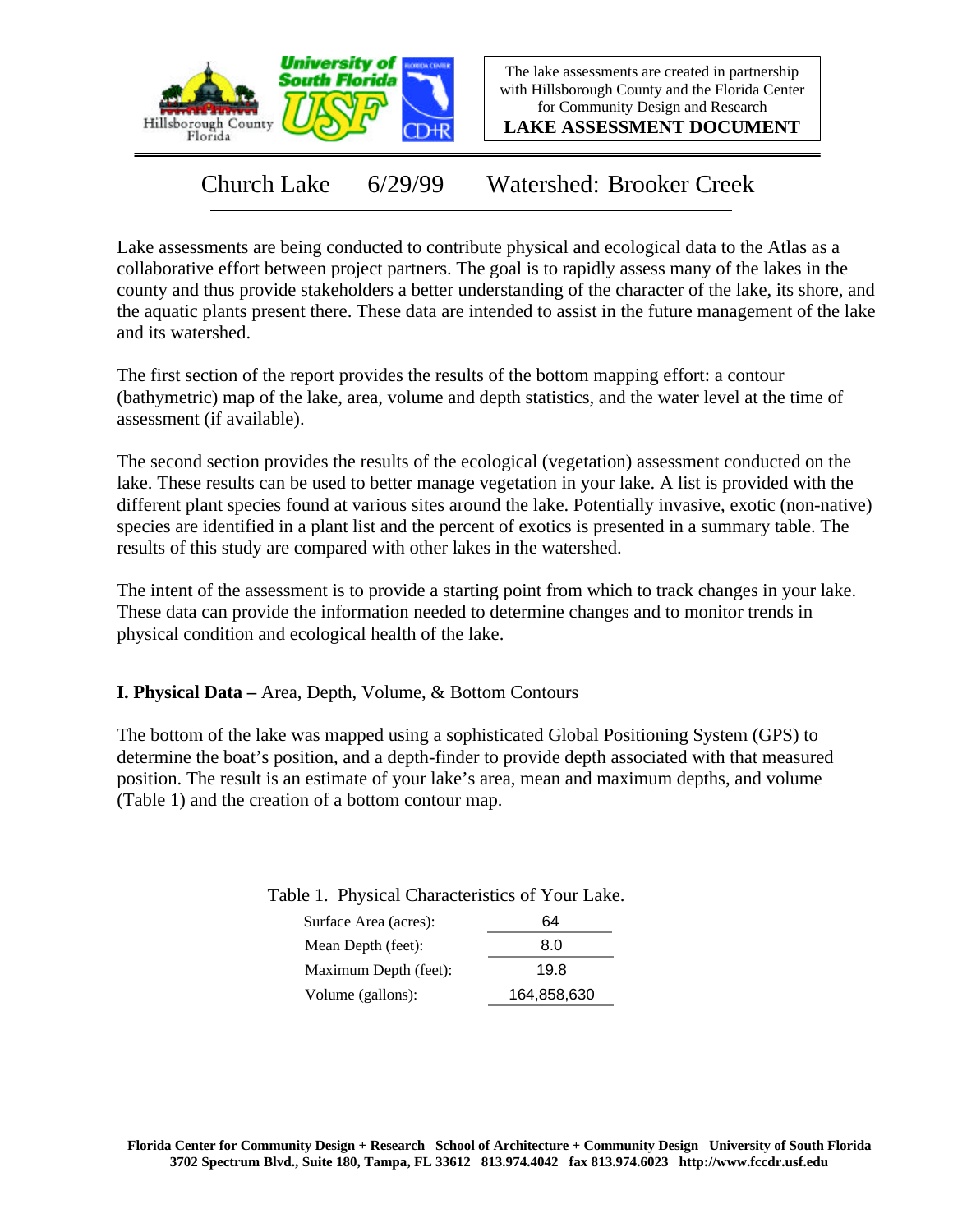The lake assessments are created in partnership with Hillsborough County and the Florida Center for Community Design and Research

**LAKE ASSESSMENT DOCUMENT**

# Church Lake 6/29/99 Watershed: Brooker Creek

Lake assessments are being conducted to contribute physical and ecological data to the Atlas as a collaborative effort between project partners. The goal is to rapidly assess many of the lakes in the county and thus provide stakeholders a better understanding of the character of the lake, its shore, and the aquatic plants present there. These data are intended to assist in the future management of the lake and its watershed.

The first section of the report provides the results of the bottom mapping effort: a contour (bathymetric) map of the lake, area, volume and depth statistics, and the water level at the time of assessment (if available).

The second section provides the results of the ecological (vegetation) assessment conducted on the lake. These results can be used to better manage vegetation in your lake. A list is provided with the different plant species found at various sites around the lake. Potentially invasive, exotic (non-native) species are identified in a plant list and the percent of exotics is presented in a summary table. The results of this study are compared with other lakes in the watershed.

The intent of the assessment is to provide a starting point from which to track changes in your lake. These data can provide the information needed to determine changes and to monitor trends in physical condition and ecological health of the lake.

## I. Physical Data – Area, Depth, Volume, & Bottom Contours

The bottom of the lake was mapped using a sophisticated Global Positioning System (GPS) to determine the boat's position, and a depth-finder to provide depth associated with that measured position. The result is an estimate of your lake's area, mean and maximum depths, and volume (Table 1) and the creation of a bottom contour map.

Table 1. Physical Characteristics of Your Lake.

| | |
|---|---|
| Surface Area (acres): | 64 |
| Mean Depth (feet): | 8.0 |
| Maximum Depth (feet): | 19.8 |
| Volume (gallons): | 164,858,630 |

**Florida Center for Community Design + Research School of Architecture + Community Design University of South Florida 3702 Spectrum Blvd., Suite 180, Tampa, FL 33612 813.974.4042 fax 813.974.6023 http://www.fccdr.usf.edu**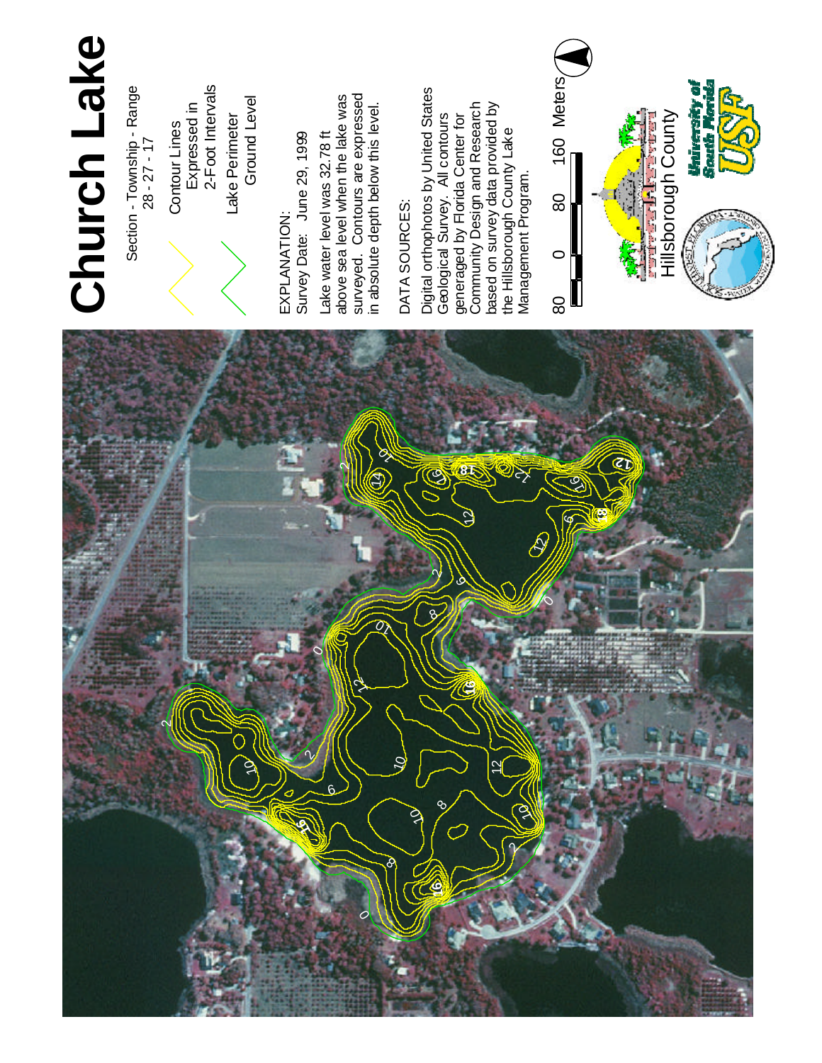# Church Lake

Section - Township - Range
28 - 27 - 17

Contour Lines
Expressed in
2-Foot Intervals

Lake Perimeter
Ground Level

EXPLANATION:
Survey Date: June 29, 1999

Lake water level was 32.78 ft above sea level when the lake was surveyed. Contours are expressed in absolute depth below this level.

DATA SOURCES:

Digital orthophotos by United States Geological Survey. All contours generaged by Florida Center for Community Design and Research based on survey data provided by the Hillsborough County Lake Management Program.

80 0 80 160 Meters

Hillsborough County

University of South Florida USF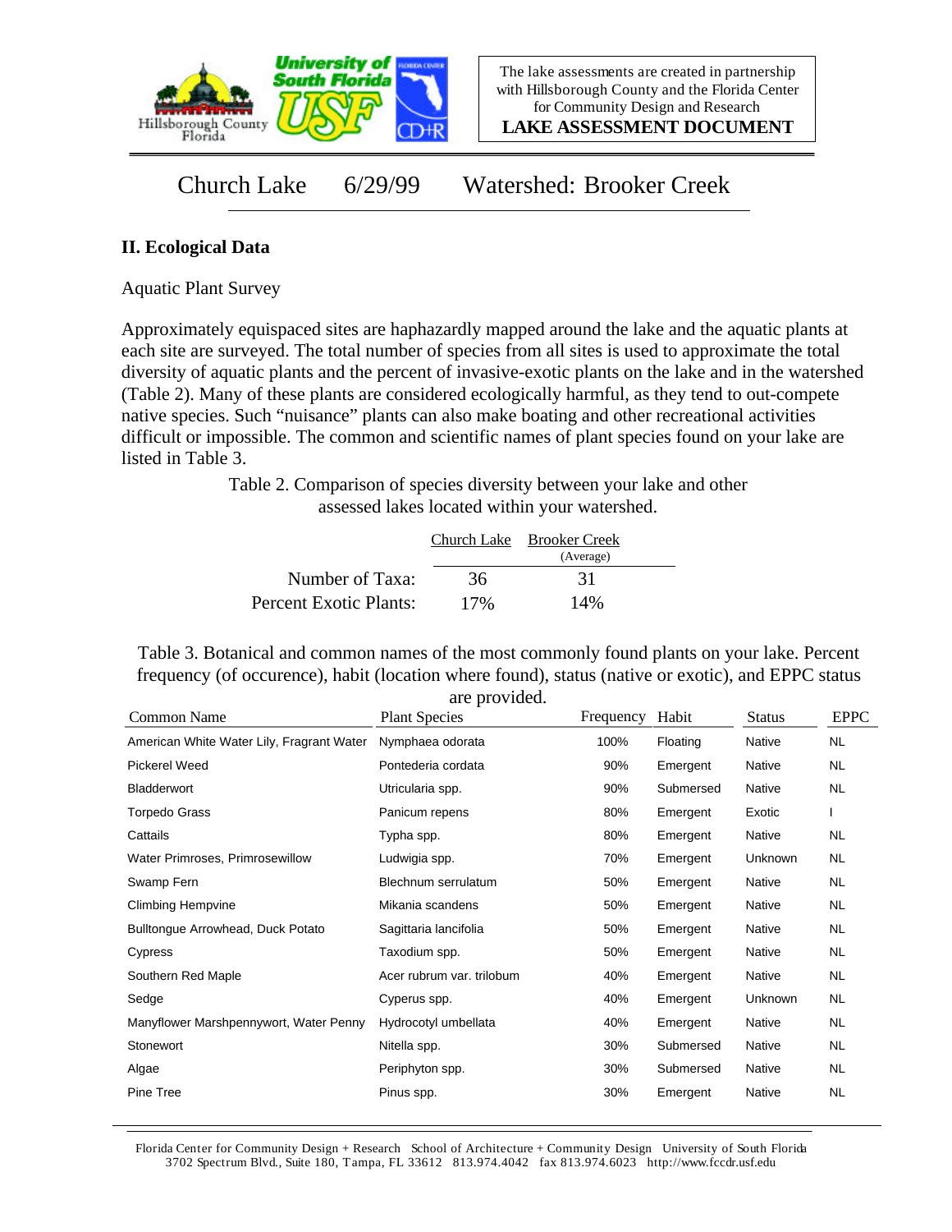The lake assessments are created in partnership with Hillsborough County and the Florida Center for Community Design and Research

**LAKE ASSESSMENT DOCUMENT**

# Church Lake 6/29/99 Watershed: Brooker Creek

## II. Ecological Data

Aquatic Plant Survey

Approximately equispaced sites are haphazardly mapped around the lake and the aquatic plants at each site are surveyed. The total number of species from all sites is used to approximate the total diversity of aquatic plants and the percent of invasive-exotic plants on the lake and in the watershed (Table 2). Many of these plants are considered ecologically harmful, as they tend to out-compete native species. Such "nuisance" plants can also make boating and other recreational activities difficult or impossible. The common and scientific names of plant species found on your lake are listed in Table 3.

Table 2. Comparison of species diversity between your lake and other assessed lakes located within your watershed.

| | Church Lake | Brooker Creek (Average) |
|---|---|---|
| Number of Taxa: | 36 | 31 |
| Percent Exotic Plants: | 17% | 14% |

Table 3. Botanical and common names of the most commonly found plants on your lake. Percent frequency (of occurence), habit (location where found), status (native or exotic), and EPPC status are provided.

| Common Name | Plant Species | Frequency | Habit | Status | EPPC |
|---|---|---|---|---|---|
| American White Water Lily, Fragrant Water | Nymphaea odorata | 100% | Floating | Native | NL |
| Pickerel Weed | Pontederia cordata | 90% | Emergent | Native | NL |
| Bladderwort | Utricularia spp. | 90% | Submersed | Native | NL |
| Torpedo Grass | Panicum repens | 80% | Emergent | Exotic | I |
| Cattails | Typha spp. | 80% | Emergent | Native | NL |
| Water Primroses, Primrosewillow | Ludwigia spp. | 70% | Emergent | Unknown | NL |
| Swamp Fern | Blechnum serrulatum | 50% | Emergent | Native | NL |
| Climbing Hempvine | Mikania scandens | 50% | Emergent | Native | NL |
| Bulltongue Arrowhead, Duck Potato | Sagittaria lancifolia | 50% | Emergent | Native | NL |
| Cypress | Taxodium spp. | 50% | Emergent | Native | NL |
| Southern Red Maple | Acer rubrum var. trilobum | 40% | Emergent | Native | NL |
| Sedge | Cyperus spp. | 40% | Emergent | Unknown | NL |
| Manyflower Marshpennywort, Water Penny | Hydrocotyl umbellata | 40% | Emergent | Native | NL |
| Stonewort | Nitella spp. | 30% | Submersed | Native | NL |
| Algae | Periphyton spp. | 30% | Submersed | Native | NL |
| Pine Tree | Pinus spp. | 30% | Emergent | Native | NL |

Florida Center for Community Design + Research School of Architecture + Community Design University of South Florida 3702 Spectrum Blvd., Suite 180, Tampa, FL 33612 813.974.4042 fax 813.974.6023 http://www.fccdr.usf.edu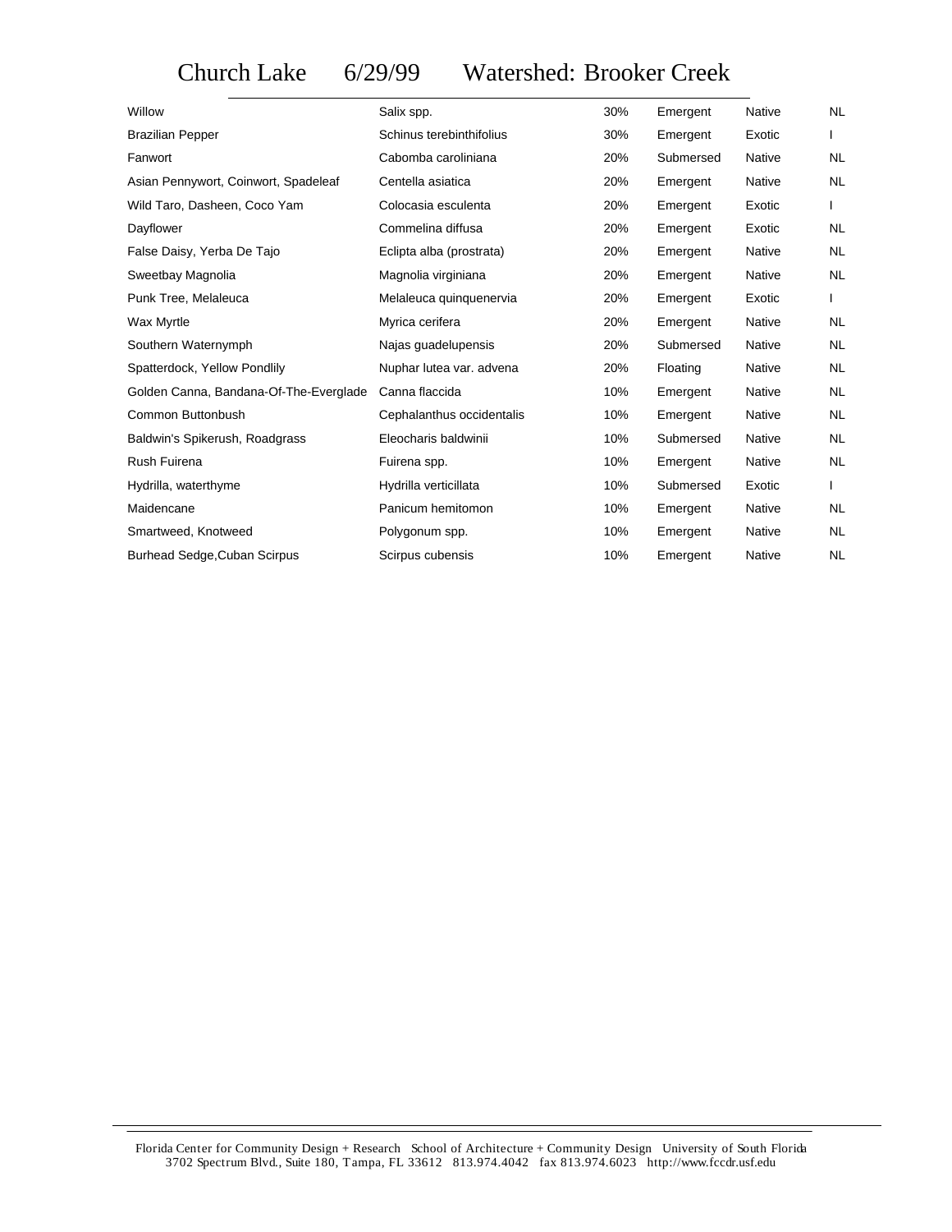# Church Lake 6/29/99 Watershed: Brooker Creek

| | | | | | |
|---|---|---|---|---|---|
| Willow | Salix spp. | 30% | Emergent | Native | NL |
| Brazilian Pepper | Schinus terebinthifolius | 30% | Emergent | Exotic | I |
| Fanwort | Cabomba caroliniana | 20% | Submersed | Native | NL |
| Asian Pennywort, Coinwort, Spadeleaf | Centella asiatica | 20% | Emergent | Native | NL |
| Wild Taro, Dasheen, Coco Yam | Colocasia esculenta | 20% | Emergent | Exotic | I |
| Dayflower | Commelina diffusa | 20% | Emergent | Exotic | NL |
| False Daisy, Yerba De Tajo | Eclipta alba (prostrata) | 20% | Emergent | Native | NL |
| Sweetbay Magnolia | Magnolia virginiana | 20% | Emergent | Native | NL |
| Punk Tree, Melaleuca | Melaleuca quinquenervia | 20% | Emergent | Exotic | I |
| Wax Myrtle | Myrica cerifera | 20% | Emergent | Native | NL |
| Southern Waternymph | Najas guadelupensis | 20% | Submersed | Native | NL |
| Spatterdock, Yellow Pondlily | Nuphar lutea var. advena | 20% | Floating | Native | NL |
| Golden Canna, Bandana-Of-The-Everglade | Canna flaccida | 10% | Emergent | Native | NL |
| Common Buttonbush | Cephalanthus occidentalis | 10% | Emergent | Native | NL |
| Baldwin's Spikerush, Roadgrass | Eleocharis baldwinii | 10% | Submersed | Native | NL |
| Rush Fuirena | Fuirena spp. | 10% | Emergent | Native | NL |
| Hydrilla, waterthyme | Hydrilla verticillata | 10% | Submersed | Exotic | I |
| Maidencane | Panicum hemitomon | 10% | Emergent | Native | NL |
| Smartweed, Knotweed | Polygonum spp. | 10% | Emergent | Native | NL |
| Burhead Sedge,Cuban Scirpus | Scirpus cubensis | 10% | Emergent | Native | NL |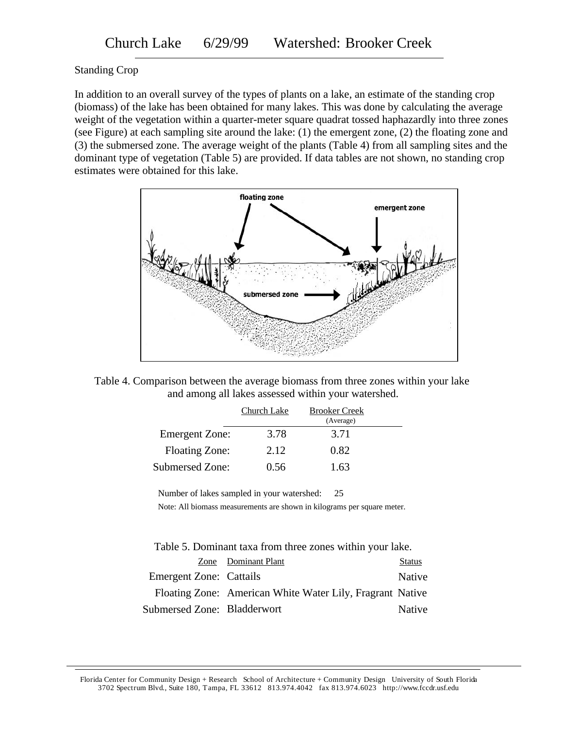# Church Lake 6/29/99 Watershed: Brooker Creek

Standing Crop

In addition to an overall survey of the types of plants on a lake, an estimate of the standing crop (biomass) of the lake has been obtained for many lakes. This was done by calculating the average weight of the vegetation within a quarter-meter square quadrat tossed haphazardly into three zones (see Figure) at each sampling site around the lake: (1) the emergent zone, (2) the floating zone and (3) the submersed zone. The average weight of the plants (Table 4) from all sampling sites and the dominant type of vegetation (Table 5) are provided. If data tables are not shown, no standing crop estimates were obtained for this lake.

floating zone

emergent zone

submersed zone

Table 4. Comparison between the average biomass from three zones within your lake and among all lakes assessed within your watershed.

| | Church Lake | Brooker Creek (Average) |
|---|---|---|
| Emergent Zone: | 3.78 | 3.71 |
| Floating Zone: | 2.12 | 0.82 |
| Submersed Zone: | 0.56 | 1.63 |

Number of lakes sampled in your watershed: 25

Note: All biomass measurements are shown in kilograms per square meter.

Table 5. Dominant taxa from three zones within your lake.

| Zone | Dominant Plant | Status |
|---|---|---|
| Emergent Zone: | Cattails | Native |
| Floating Zone: | American White Water Lily, Fragrant | Native |
| Submersed Zone: | Bladderwort | Native |